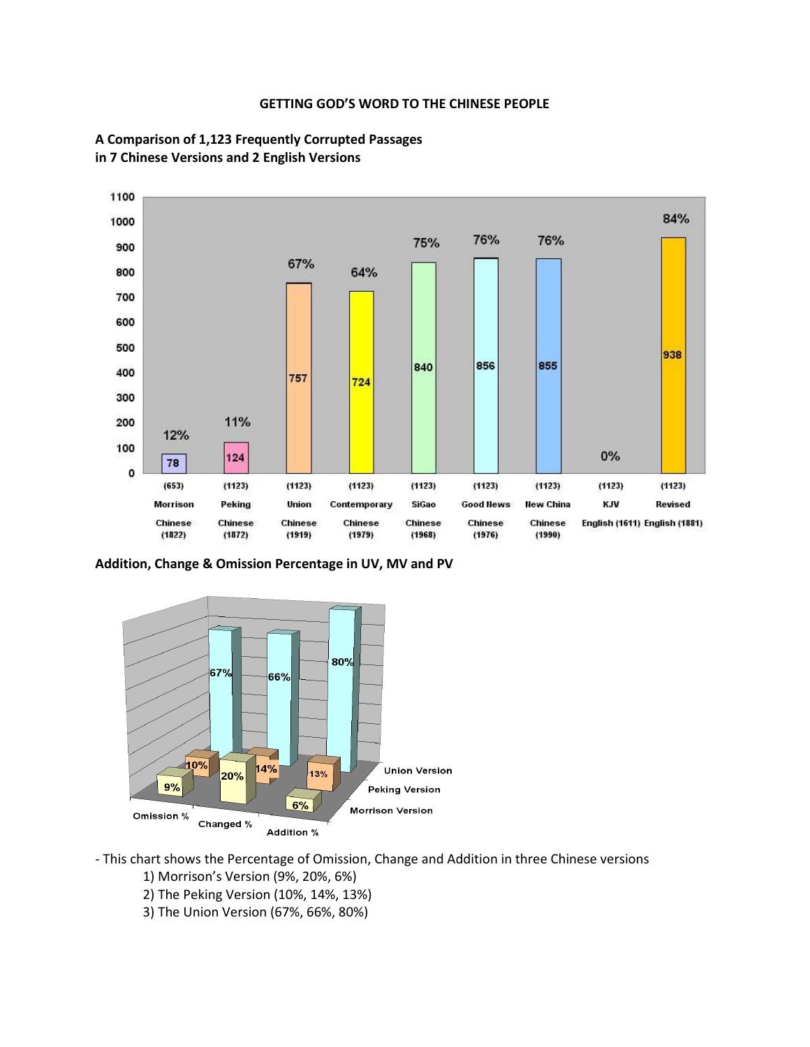# GETTING GOD'S WORD TO THE CHINESE PEOPLE

**A Comparison of 1,123 Frequently Corrupted Passages in 7 Chinese Versions and 2 English Versions**

**Addition, Change & Omission Percentage in UV, MV and PV**

- This chart shows the Percentage of Omission, Change and Addition in three Chinese versions
  1) Morrison's Version (9%, 20%, 6%)
  2) The Peking Version (10%, 14%, 13%)
  3) The Union Version (67%, 66%, 80%)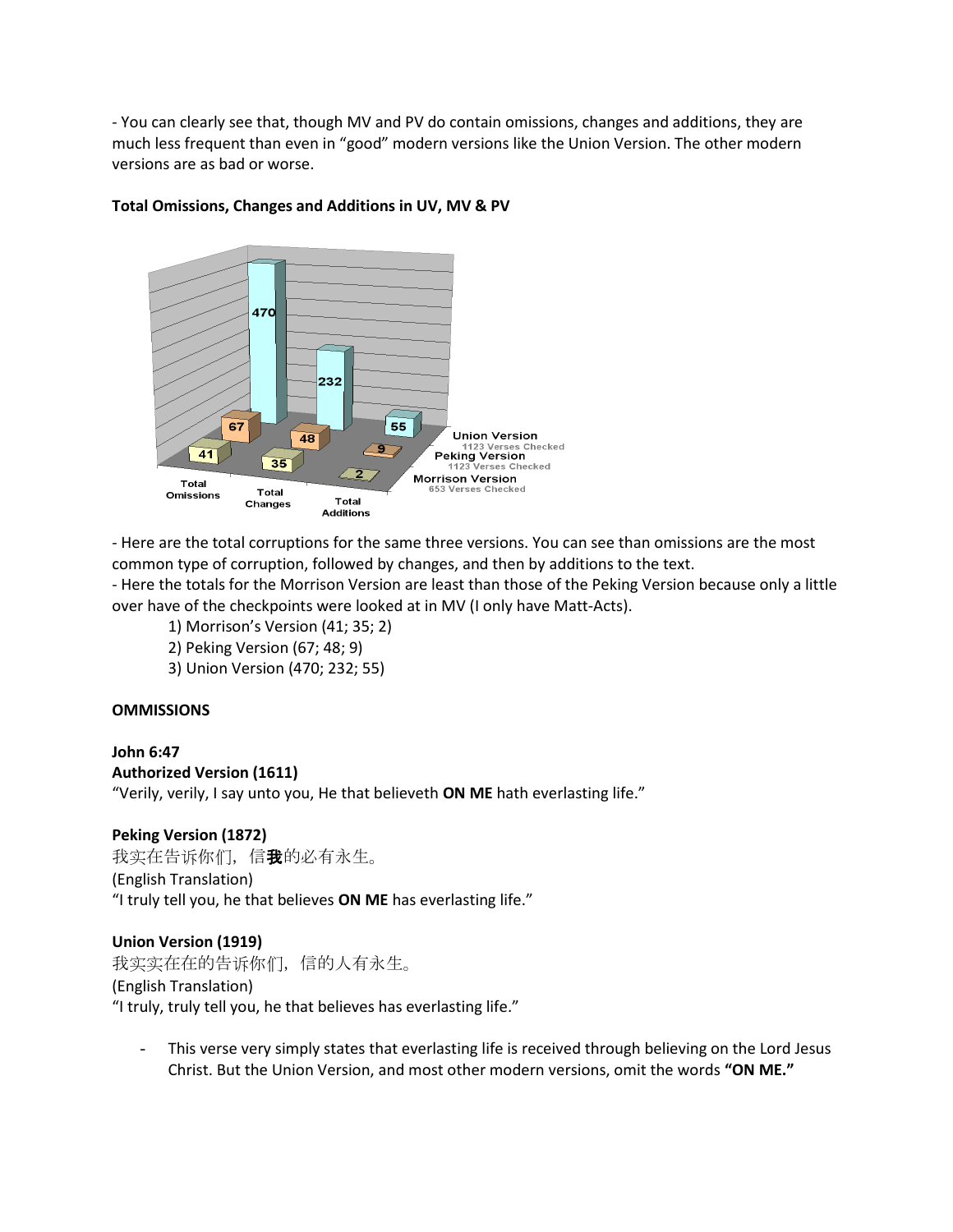- You can clearly see that, though MV and PV do contain omissions, changes and additions, they are much less frequent than even in "good" modern versions like the Union Version. The other modern versions are as bad or worse.

**Total Omissions, Changes and Additions in UV, MV & PV**

|  | Total Omissions | Total Changes | Total Additions |
|---|---|---|---|
| Union Version (1123 Verses Checked) | 470 | 232 | 55 |
| Peking Version (1123 Verses Checked) | 67 | 48 | 9 |
| Morrison Version (653 Verses Checked) | 41 | 35 | 2 |

- Here are the total corruptions for the same three versions. You can see than omissions are the most common type of corruption, followed by changes, and then by additions to the text.
- Here the totals for the Morrison Version are least than those of the Peking Version because only a little over have of the checkpoints were looked at in MV (I only have Matt-Acts).

1) Morrison's Version (41; 35; 2)
2) Peking Version (67; 48; 9)
3) Union Version (470; 232; 55)

**OMMISSIONS**

**John 6:47**
**Authorized Version (1611)**
"Verily, verily, I say unto you, He that believeth **ON ME** hath everlasting life."

**Peking Version (1872)**
我实在告诉你们，信**我**的必有永生。
(English Translation)
"I truly tell you, he that believes **ON ME** has everlasting life."

**Union Version (1919)**
我实实在在的告诉你们，信的人有永生。
(English Translation)
"I truly, truly tell you, he that believes has everlasting life."

- This verse very simply states that everlasting life is received through believing on the Lord Jesus Christ. But the Union Version, and most other modern versions, omit the words **"ON ME."**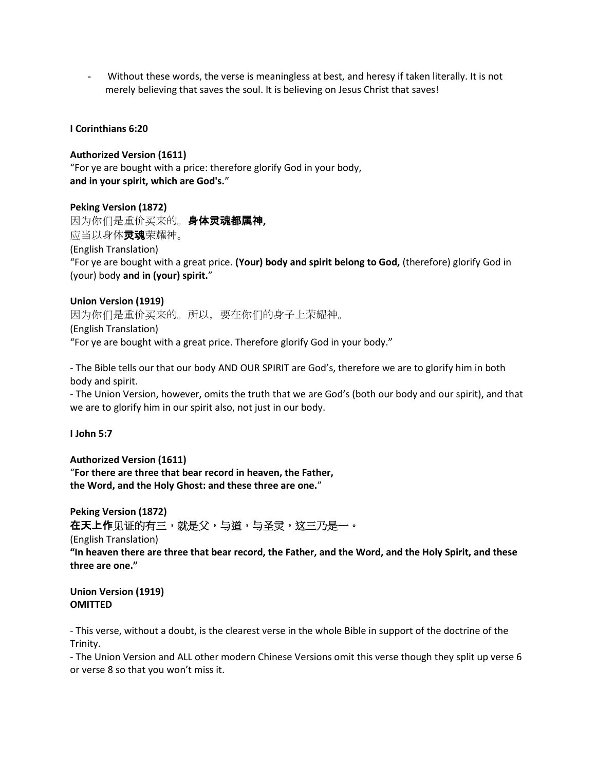- Without these words, the verse is meaningless at best, and heresy if taken literally. It is not merely believing that saves the soul. It is believing on Jesus Christ that saves!

**I Corinthians 6:20**

**Authorized Version (1611)**
"For ye are bought with a price: therefore glorify God in your body,
**and in your spirit, which are God's.**"

**Peking Version (1872)**
因为你们是重价买来的。**身体灵魂都属神,**
应当以身体**灵魂**荣耀神。
(English Translation)
"For ye are bought with a great price. **(Your) body and spirit belong to God,** (therefore) glorify God in (your) body **and in (your) spirit.**"

**Union Version (1919)**
因为你们是重价买来的。所以，要在你们的身子上荣耀神。
(English Translation)
"For ye are bought with a great price. Therefore glorify God in your body."

- The Bible tells our that our body AND OUR SPIRIT are God's, therefore we are to glorify him in both body and spirit.
- The Union Version, however, omits the truth that we are God's (both our body and our spirit), and that we are to glorify him in our spirit also, not just in our body.

**I John 5:7**

**Authorized Version (1611)**
"**For there are three that bear record in heaven, the Father,
the Word, and the Holy Ghost: and these three are one.**"

**Peking Version (1872)**
**在天上作**见证的有三，就是父，与道，与圣灵，这三乃是一。
(English Translation)
**"In heaven there are three that bear record, the Father, and the Word, and the Holy Spirit, and these three are one."**

**Union Version (1919)**
**OMITTED**

- This verse, without a doubt, is the clearest verse in the whole Bible in support of the doctrine of the Trinity.
- The Union Version and ALL other modern Chinese Versions omit this verse though they split up verse 6 or verse 8 so that you won't miss it.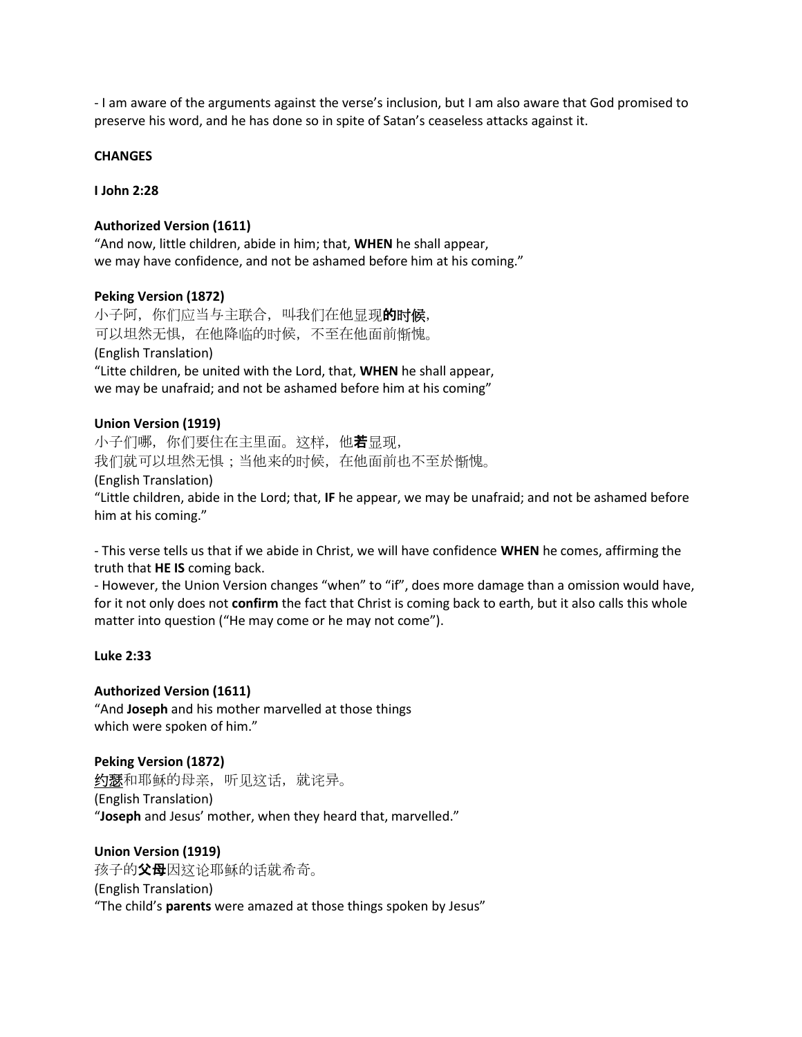- I am aware of the arguments against the verse's inclusion, but I am also aware that God promised to preserve his word, and he has done so in spite of Satan's ceaseless attacks against it.

**CHANGES**

**I John 2:28**

**Authorized Version (1611)**
"And now, little children, abide in him; that, **WHEN** he shall appear,
we may have confidence, and not be ashamed before him at his coming."

**Peking Version (1872)**
小子阿，你们应当与主联合，叫我们在他显现**的时候**，
可以坦然无惧，在他降临的时候，不至在他面前惭愧。
(English Translation)
"Litte children, be united with the Lord, that, **WHEN** he shall appear,
we may be unafraid; and not be ashamed before him at his coming"

**Union Version (1919)**
小子们哪，你们要住在主里面。这样，他**若**显现，
我们就可以坦然无惧；当他来的时候，在他面前也不至於惭愧。
(English Translation)
"Little children, abide in the Lord; that, **IF** he appear, we may be unafraid; and not be ashamed before him at his coming."

- This verse tells us that if we abide in Christ, we will have confidence **WHEN** he comes, affirming the truth that **HE IS** coming back.
- However, the Union Version changes "when" to "if", does more damage than a omission would have, for it not only does not **confirm** the fact that Christ is coming back to earth, but it also calls this whole matter into question ("He may come or he may not come").

**Luke 2:33**

**Authorized Version (1611)**
"And **Joseph** and his mother marvelled at those things
which were spoken of him."

**Peking Version (1872)**
<u>约瑟</u>和耶稣的母亲，听见这话，就诧异。
(English Translation)
"**Joseph** and Jesus' mother, when they heard that, marvelled."

**Union Version (1919)**
孩子的**父母**因这论耶稣的话就希奇。
(English Translation)
"The child's **parents** were amazed at those things spoken by Jesus"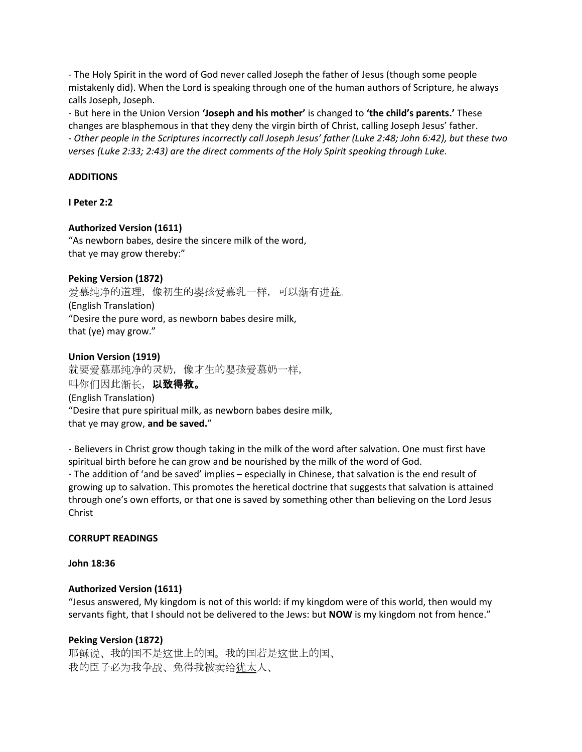- The Holy Spirit in the word of God never called Joseph the father of Jesus (though some people mistakenly did). When the Lord is speaking through one of the human authors of Scripture, he always calls Joseph, Joseph.
- But here in the Union Version **'Joseph and his mother'** is changed to **'the child's parents.'** These changes are blasphemous in that they deny the virgin birth of Christ, calling Joseph Jesus' father.
- *Other people in the Scriptures incorrectly call Joseph Jesus' father (Luke 2:48; John 6:42), but these two verses (Luke 2:33; 2:43) are the direct comments of the Holy Spirit speaking through Luke.*

**ADDITIONS**

**I Peter 2:2**

**Authorized Version (1611)**
"As newborn babes, desire the sincere milk of the word,
that ye may grow thereby:"

**Peking Version (1872)**
爱慕纯净的道理，像初生的婴孩爱慕乳一样，可以渐有进益。
(English Translation)
"Desire the pure word, as newborn babes desire milk,
that (ye) may grow."

**Union Version (1919)**
就要爱慕那纯净的灵奶，像才生的婴孩爱慕奶一样，
叫你们因此渐长，**以致得救。**
(English Translation)
"Desire that pure spiritual milk, as newborn babes desire milk,
that ye may grow, **and be saved.**"

- Believers in Christ grow though taking in the milk of the word after salvation. One must first have spiritual birth before he can grow and be nourished by the milk of the word of God.
- The addition of 'and be saved' implies – especially in Chinese, that salvation is the end result of growing up to salvation. This promotes the heretical doctrine that suggests that salvation is attained through one's own efforts, or that one is saved by something other than believing on the Lord Jesus Christ

**CORRUPT READINGS**

**John 18:36**

**Authorized Version (1611)**
"Jesus answered, My kingdom is not of this world: if my kingdom were of this world, then would my servants fight, that I should not be delivered to the Jews: but **NOW** is my kingdom not from hence."

**Peking Version (1872)**
耶稣说、我的国不是这世上的国。我的国若是这世上的国、
我的臣子必为我争战、免得我被卖给犹太人、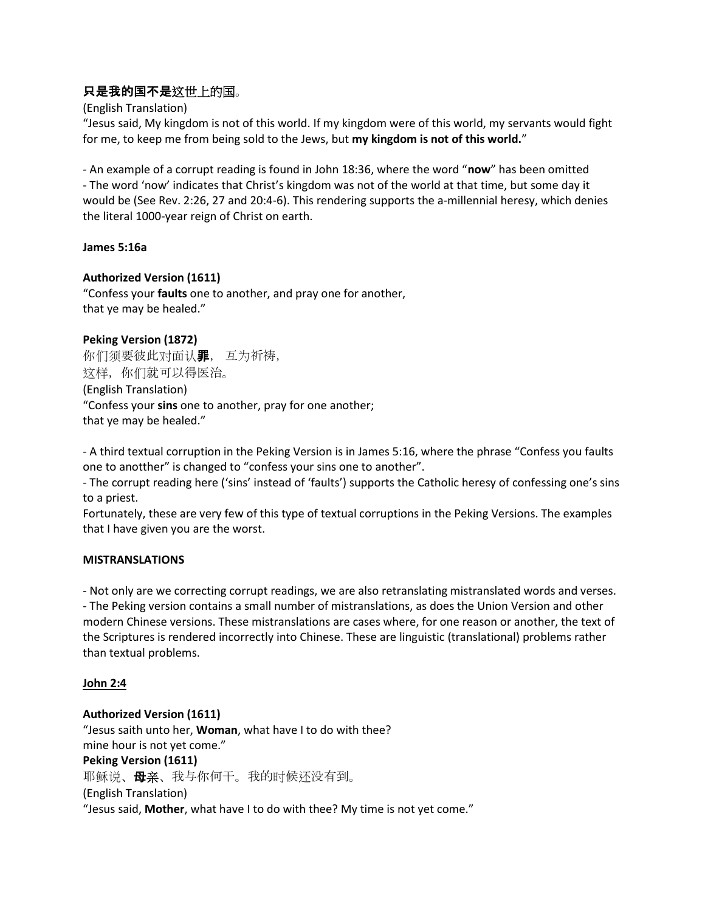**只是我的国不是**这世上的国。
(English Translation)
"Jesus said, My kingdom is not of this world. If my kingdom were of this world, my servants would fight for me, to keep me from being sold to the Jews, but **my kingdom is not of this world.**"

- An example of a corrupt reading is found in John 18:36, where the word "**now**" has been omitted
- The word 'now' indicates that Christ's kingdom was not of the world at that time, but some day it would be (See Rev. 2:26, 27 and 20:4-6). This rendering supports the a-millennial heresy, which denies the literal 1000-year reign of Christ on earth.

**James 5:16a**

**Authorized Version (1611)**
"Confess your **faults** one to another, and pray one for another,
that ye may be healed."

**Peking Version (1872)**
你们须要彼此对面认**罪**， 互为祈祷，
这样，你们就可以得医治。
(English Translation)
"Confess your **sins** one to another, pray for one another;
that ye may be healed."

- A third textual corruption in the Peking Version is in James 5:16, where the phrase "Confess you faults one to anotther" is changed to "confess your sins one to another".
- The corrupt reading here ('sins' instead of 'faults') supports the Catholic heresy of confessing one's sins to a priest.

Fortunately, these are very few of this type of textual corruptions in the Peking Versions. The examples that I have given you are the worst.

**MISTRANSLATIONS**

- Not only are we correcting corrupt readings, we are also retranslating mistranslated words and verses.
- The Peking version contains a small number of mistranslations, as does the Union Version and other modern Chinese versions. These mistranslations are cases where, for one reason or another, the text of the Scriptures is rendered incorrectly into Chinese. These are linguistic (translational) problems rather than textual problems.

**John 2:4**

**Authorized Version (1611)**
"Jesus saith unto her, **Woman**, what have I to do with thee?
mine hour is not yet come."
**Peking Version (1611)**
耶稣说、**母**亲、我与你何干。我的时候还没有到。
(English Translation)
"Jesus said, **Mother**, what have I to do with thee? My time is not yet come."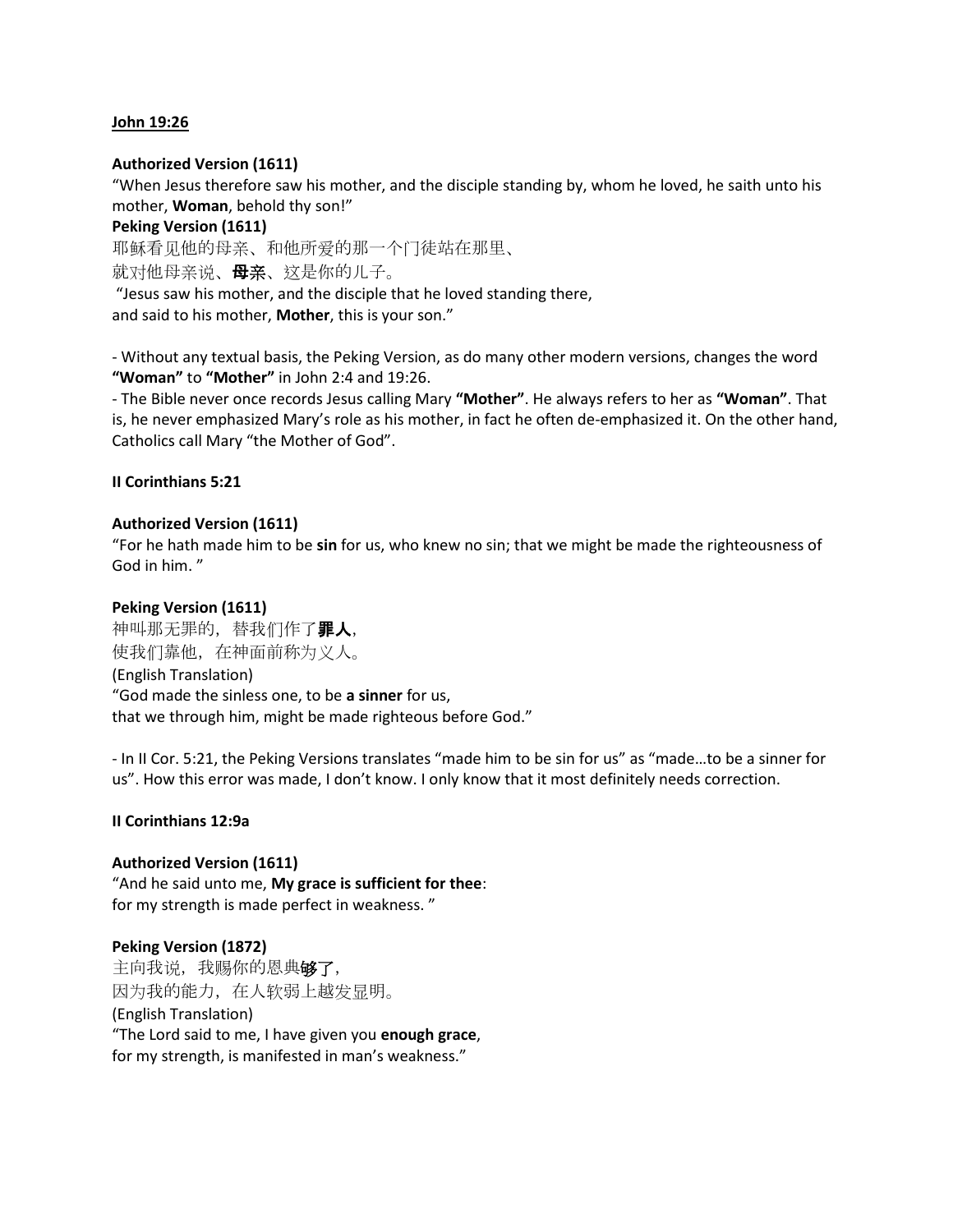**John 19:26**

**Authorized Version (1611)**
"When Jesus therefore saw his mother, and the disciple standing by, whom he loved, he saith unto his mother, **Woman**, behold thy son!"
**Peking Version (1611)**
耶稣看见他的母亲、和他所爱的那一个门徒站在那里、
就对他母亲说、**母亲**、这是你的儿子。
"Jesus saw his mother, and the disciple that he loved standing there,
and said to his mother, **Mother**, this is your son."

- Without any textual basis, the Peking Version, as do many other modern versions, changes the word **"Woman"** to **"Mother"** in John 2:4 and 19:26.
- The Bible never once records Jesus calling Mary **"Mother"**. He always refers to her as **"Woman"**. That is, he never emphasized Mary's role as his mother, in fact he often de-emphasized it. On the other hand, Catholics call Mary "the Mother of God".

**II Corinthians 5:21**

**Authorized Version (1611)**
"For he hath made him to be **sin** for us, who knew no sin; that we might be made the righteousness of God in him. "

**Peking Version (1611)**
神叫那无罪的，替我们作了**罪人**，
使我们靠他，在神面前称为义人。
(English Translation)
"God made the sinless one, to be **a sinner** for us,
that we through him, might be made righteous before God."

- In II Cor. 5:21, the Peking Versions translates "made him to be sin for us" as "made…to be a sinner for us". How this error was made, I don't know. I only know that it most definitely needs correction.

**II Corinthians 12:9a**

**Authorized Version (1611)**
"And he said unto me, **My grace is sufficient for thee**:
for my strength is made perfect in weakness. "

**Peking Version (1872)**
主向我说，我赐你的恩典**够了**，
因为我的能力，在人软弱上越发显明。
(English Translation)
"The Lord said to me, I have given you **enough grace**,
for my strength, is manifested in man's weakness."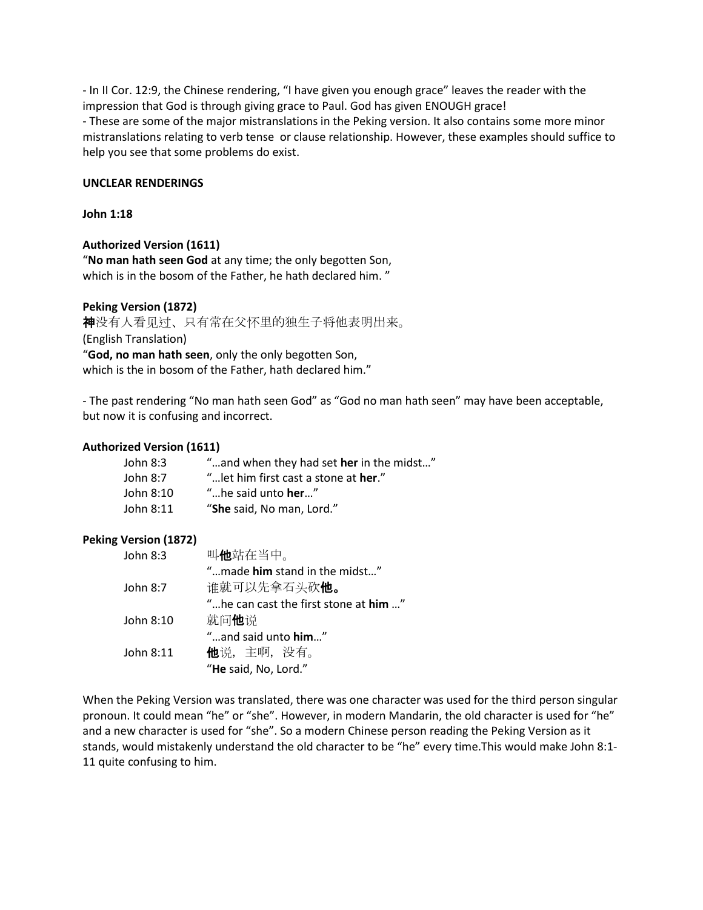- In II Cor. 12:9, the Chinese rendering, "I have given you enough grace" leaves the reader with the impression that God is through giving grace to Paul. God has given ENOUGH grace!
- These are some of the major mistranslations in the Peking version. It also contains some more minor mistranslations relating to verb tense or clause relationship. However, these examples should suffice to help you see that some problems do exist.

**UNCLEAR RENDERINGS**

**John 1:18**

**Authorized Version (1611)**
"**No man hath seen God** at any time; the only begotten Son,
which is in the bosom of the Father, he hath declared him. "

**Peking Version (1872)**
**神**没有人看见过、只有常在父怀里的独生子将他表明出来。
(English Translation)
"**God, no man hath seen**, only the only begotten Son,
which is the in bosom of the Father, hath declared him."

- The past rendering "No man hath seen God" as "God no man hath seen" may have been acceptable, but now it is confusing and incorrect.

**Authorized Version (1611)**

| | |
|---|---|
| John 8:3 | "…and when they had set **her** in the midst…" |
| John 8:7 | "…let him first cast a stone at **her**." |
| John 8:10 | "…he said unto **her**…" |
| John 8:11 | "**She** said, No man, Lord." |

**Peking Version (1872)**

| | |
|---|---|
| John 8:3 | 叫**他**站在当中。<br>"…made **him** stand in the midst…" |
| John 8:7 | 谁就可以先拿石头砍**他。**<br>"…he can cast the first stone at **him** …" |
| John 8:10 | 就问**他**说<br>"…and said unto **him**…" |
| John 8:11 | **他**说，主啊，没有。<br>"**He** said, No, Lord." |

When the Peking Version was translated, there was one character was used for the third person singular pronoun. It could mean "he" or "she". However, in modern Mandarin, the old character is used for "he" and a new character is used for "she". So a modern Chinese person reading the Peking Version as it stands, would mistakenly understand the old character to be "he" every time.This would make John 8:1-11 quite confusing to him.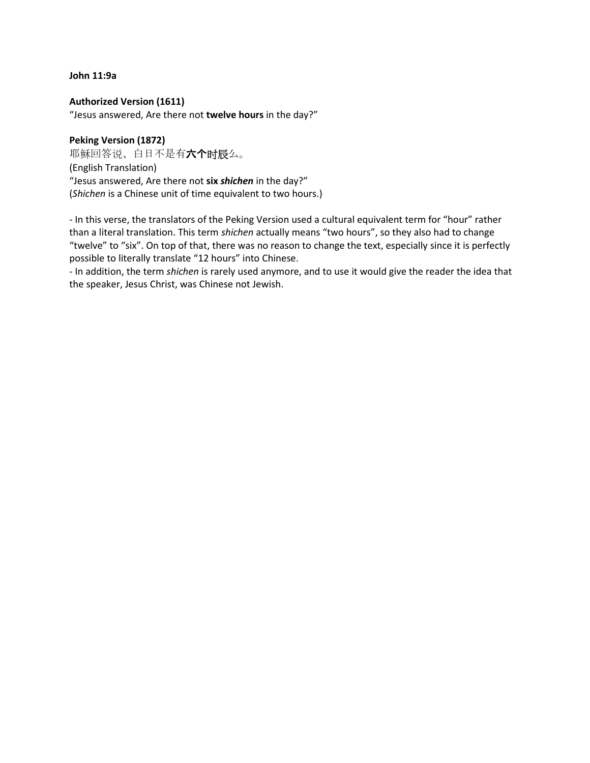**John 11:9a**

**Authorized Version (1611)**
“Jesus answered, Are there not **twelve hours** in the day?”

**Peking Version (1872)**
耶稣回答说、白日不是有**六个时辰**么。
(English Translation)
“Jesus answered, Are there not **six *shichen*** in the day?”
(*Shichen* is a Chinese unit of time equivalent to two hours.)

- In this verse, the translators of the Peking Version used a cultural equivalent term for “hour” rather than a literal translation. This term *shichen* actually means “two hours”, so they also had to change “twelve” to “six”. On top of that, there was no reason to change the text, especially since it is perfectly possible to literally translate “12 hours” into Chinese.
- In addition, the term *shichen* is rarely used anymore, and to use it would give the reader the idea that the speaker, Jesus Christ, was Chinese not Jewish.